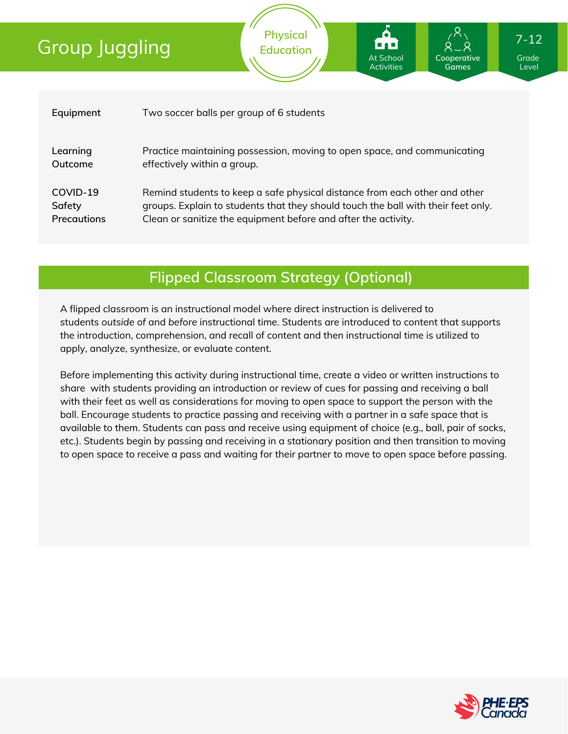# Group Juggling

Physical Education

At School Activities | Cooperative Games | 7-12 Grade Level

| | |
|---|---|
| **Equipment** | Two soccer balls per group of 6 students |
| **Learning Outcome** | Practice maintaining possession, moving to open space, and communicating effectively within a group. |
| **COVID-19 Safety Precautions** | Remind students to keep a safe physical distance from each other and other groups. Explain to students that they should touch the ball with their feet only. Clean or sanitize the equipment before and after the activity. |

## Flipped Classroom Strategy (Optional)

A flipped classroom is an instructional model where direct instruction is delivered to students *outside* of and *before* instructional time. Students are introduced to content that supports the introduction, comprehension, and recall of content and then instructional time is utilized to apply, analyze, synthesize, or evaluate content.

Before implementing this activity during instructional time, create a video or written instructions to share with students providing an introduction or review of cues for passing and receiving a ball with their feet as well as considerations for moving to open space to support the person with the ball. Encourage students to practice passing and receiving with a partner in a safe space that is available to them. Students can pass and receive using equipment of choice (e.g., ball, pair of socks, etc.). Students begin by passing and receiving in a stationary position and then transition to moving to open space to receive a pass and waiting for their partner to move to open space before passing.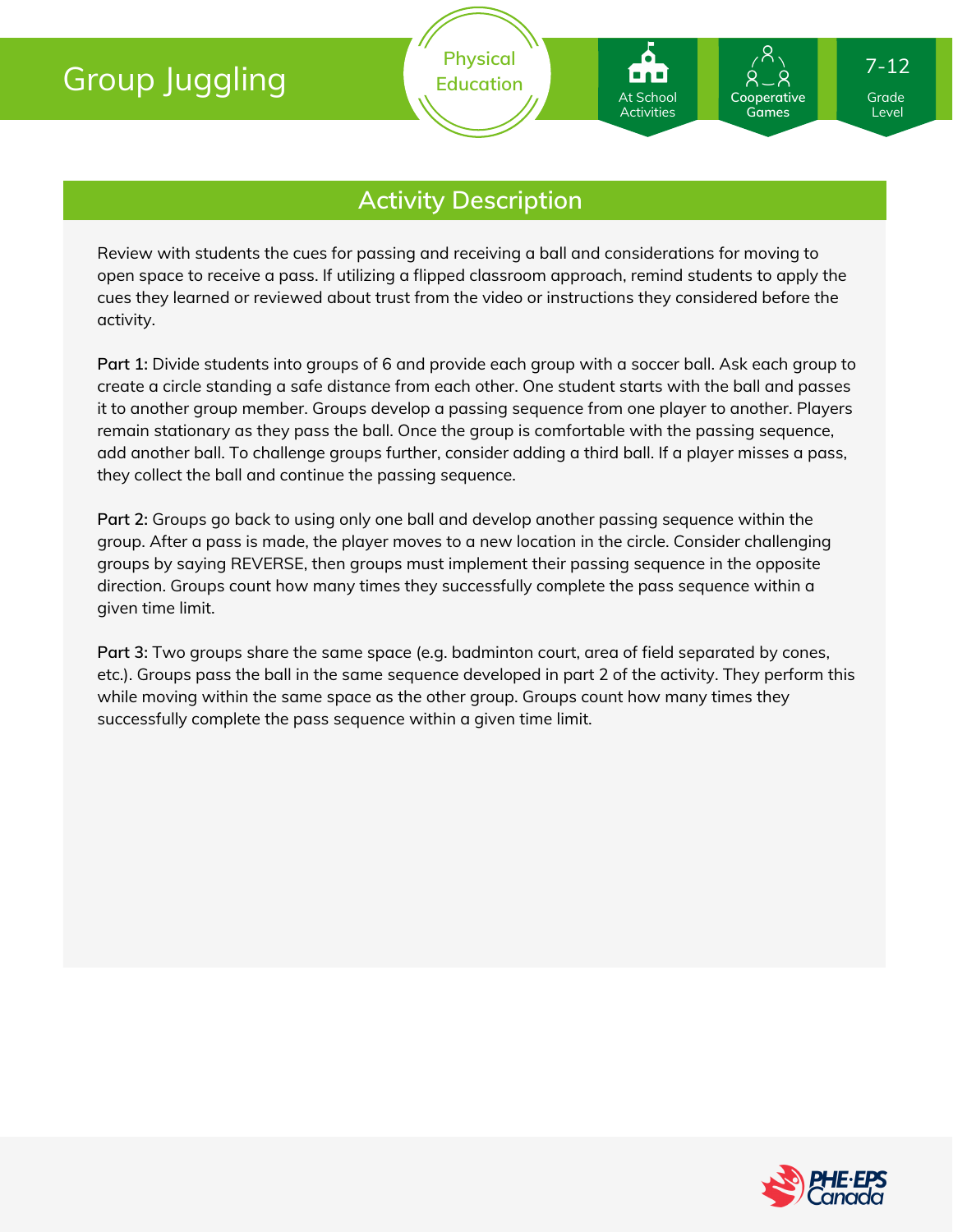# Group Juggling

Physical Education

At School Activities

Cooperative Games

7-12 Grade Level

## Activity Description

Review with students the cues for passing and receiving a ball and considerations for moving to open space to receive a pass. If utilizing a flipped classroom approach, remind students to apply the cues they learned or reviewed about trust from the video or instructions they considered before the activity.

**Part 1:** Divide students into groups of 6 and provide each group with a soccer ball. Ask each group to create a circle standing a safe distance from each other. One student starts with the ball and passes it to another group member. Groups develop a passing sequence from one player to another. Players remain stationary as they pass the ball. Once the group is comfortable with the passing sequence, add another ball. To challenge groups further, consider adding a third ball. If a player misses a pass, they collect the ball and continue the passing sequence.

**Part 2:** Groups go back to using only one ball and develop another passing sequence within the group. After a pass is made, the player moves to a new location in the circle. Consider challenging groups by saying REVERSE, then groups must implement their passing sequence in the opposite direction. Groups count how many times they successfully complete the pass sequence within a given time limit.

**Part 3:** Two groups share the same space (e.g. badminton court, area of field separated by cones, etc.). Groups pass the ball in the same sequence developed in part 2 of the activity. They perform this while moving within the same space as the other group. Groups count how many times they successfully complete the pass sequence within a given time limit.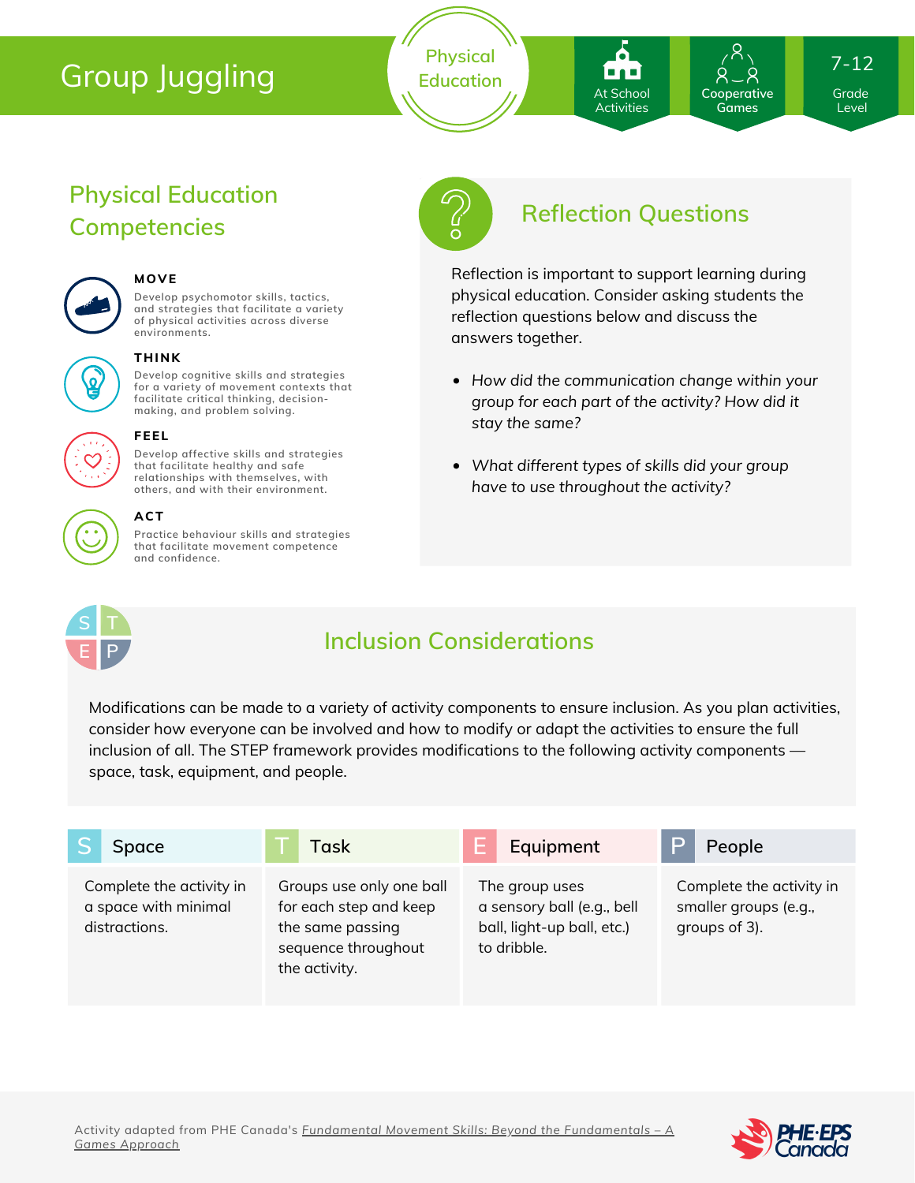# Group Juggling

Physical Education

At School Activities | Cooperative Games | 7-12 Grade Level

## Physical Education Competencies

**MOVE**
Develop psychomotor skills, tactics, and strategies that facilitate a variety of physical activities across diverse environments.

**THINK**
Develop cognitive skills and strategies for a variety of movement contexts that facilitate critical thinking, decision-making, and problem solving.

**FEEL**
Develop affective skills and strategies that facilitate healthy and safe relationships with themselves, with others, and with their environment.

**ACT**
Practice behaviour skills and strategies that facilitate movement competence and confidence.

## Reflection Questions

Reflection is important to support learning during physical education. Consider asking students the reflection questions below and discuss the answers together.

- *How did the communication change within your group for each part of the activity? How did it stay the same?*
- *What different types of skills did your group have to use throughout the activity?*

## Inclusion Considerations

Modifications can be made to a variety of activity components to ensure inclusion. As you plan activities, consider how everyone can be involved and how to modify or adapt the activities to ensure the full inclusion of all. The STEP framework provides modifications to the following activity components — space, task, equipment, and people.

| S Space | T Task | E Equipment | P People |
|---|---|---|---|
| Complete the activity in a space with minimal distractions. | Groups use only one ball for each step and keep the same passing sequence throughout the activity. | The group uses a sensory ball (e.g., bell ball, light-up ball, etc.) to dribble. | Complete the activity in smaller groups (e.g., groups of 3). |

Activity adapted from PHE Canada's Fundamental Movement Skills: Beyond the Fundamentals – A Games Approach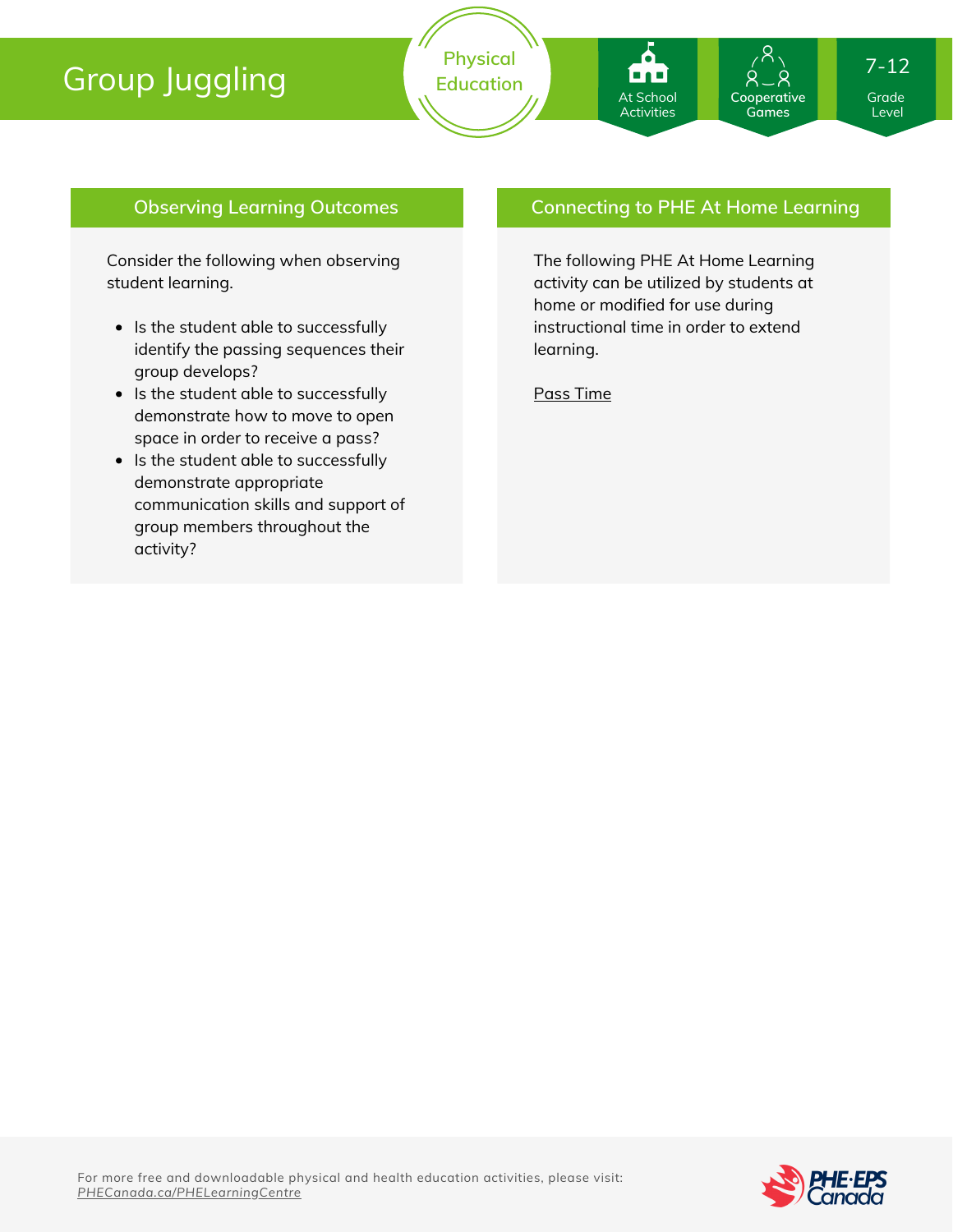# Group Juggling

Physical Education

At School Activities

Cooperative Games

7-12 Grade Level

## Observing Learning Outcomes

Consider the following when observing student learning.

- Is the student able to successfully identify the passing sequences their group develops?
- Is the student able to successfully demonstrate how to move to open space in order to receive a pass?
- Is the student able to successfully demonstrate appropriate communication skills and support of group members throughout the activity?

## Connecting to PHE At Home Learning

The following PHE At Home Learning activity can be utilized by students at home or modified for use during instructional time in order to extend learning.

Pass Time

For more free and downloadable physical and health education activities, please visit: PHECanada.ca/PHELearningCentre